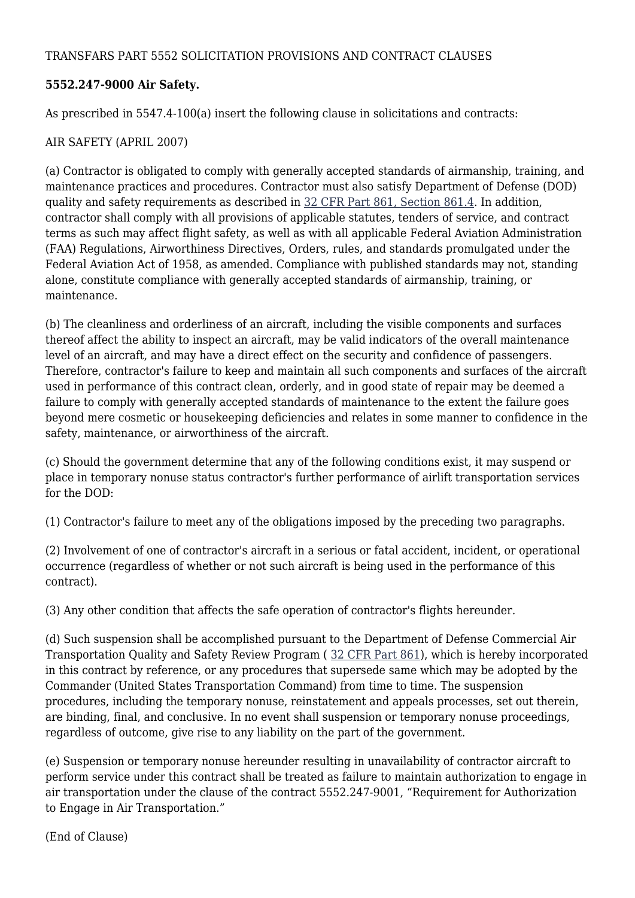TRANSFARS PART 5552 SOLICITATION PROVISIONS AND CONTRACT CLAUSES

**5552.247-9000 Air Safety.**

As prescribed in 5547.4-100(a) insert the following clause in solicitations and contracts:

AIR SAFETY (APRIL 2007)

(a) Contractor is obligated to comply with generally accepted standards of airmanship, training, and maintenance practices and procedures. Contractor must also satisfy Department of Defense (DOD) quality and safety requirements as described in 32 CFR Part 861, Section 861.4. In addition, contractor shall comply with all provisions of applicable statutes, tenders of service, and contract terms as such may affect flight safety, as well as with all applicable Federal Aviation Administration (FAA) Regulations, Airworthiness Directives, Orders, rules, and standards promulgated under the Federal Aviation Act of 1958, as amended. Compliance with published standards may not, standing alone, constitute compliance with generally accepted standards of airmanship, training, or maintenance.

(b) The cleanliness and orderliness of an aircraft, including the visible components and surfaces thereof affect the ability to inspect an aircraft, may be valid indicators of the overall maintenance level of an aircraft, and may have a direct effect on the security and confidence of passengers. Therefore, contractor's failure to keep and maintain all such components and surfaces of the aircraft used in performance of this contract clean, orderly, and in good state of repair may be deemed a failure to comply with generally accepted standards of maintenance to the extent the failure goes beyond mere cosmetic or housekeeping deficiencies and relates in some manner to confidence in the safety, maintenance, or airworthiness of the aircraft.

(c) Should the government determine that any of the following conditions exist, it may suspend or place in temporary nonuse status contractor's further performance of airlift transportation services for the DOD:

(1) Contractor's failure to meet any of the obligations imposed by the preceding two paragraphs.

(2) Involvement of one of contractor's aircraft in a serious or fatal accident, incident, or operational occurrence (regardless of whether or not such aircraft is being used in the performance of this contract).

(3) Any other condition that affects the safe operation of contractor's flights hereunder.

(d) Such suspension shall be accomplished pursuant to the Department of Defense Commercial Air Transportation Quality and Safety Review Program ( 32 CFR Part 861), which is hereby incorporated in this contract by reference, or any procedures that supersede same which may be adopted by the Commander (United States Transportation Command) from time to time. The suspension procedures, including the temporary nonuse, reinstatement and appeals processes, set out therein, are binding, final, and conclusive. In no event shall suspension or temporary nonuse proceedings, regardless of outcome, give rise to any liability on the part of the government.

(e) Suspension or temporary nonuse hereunder resulting in unavailability of contractor aircraft to perform service under this contract shall be treated as failure to maintain authorization to engage in air transportation under the clause of the contract 5552.247-9001, "Requirement for Authorization to Engage in Air Transportation."

(End of Clause)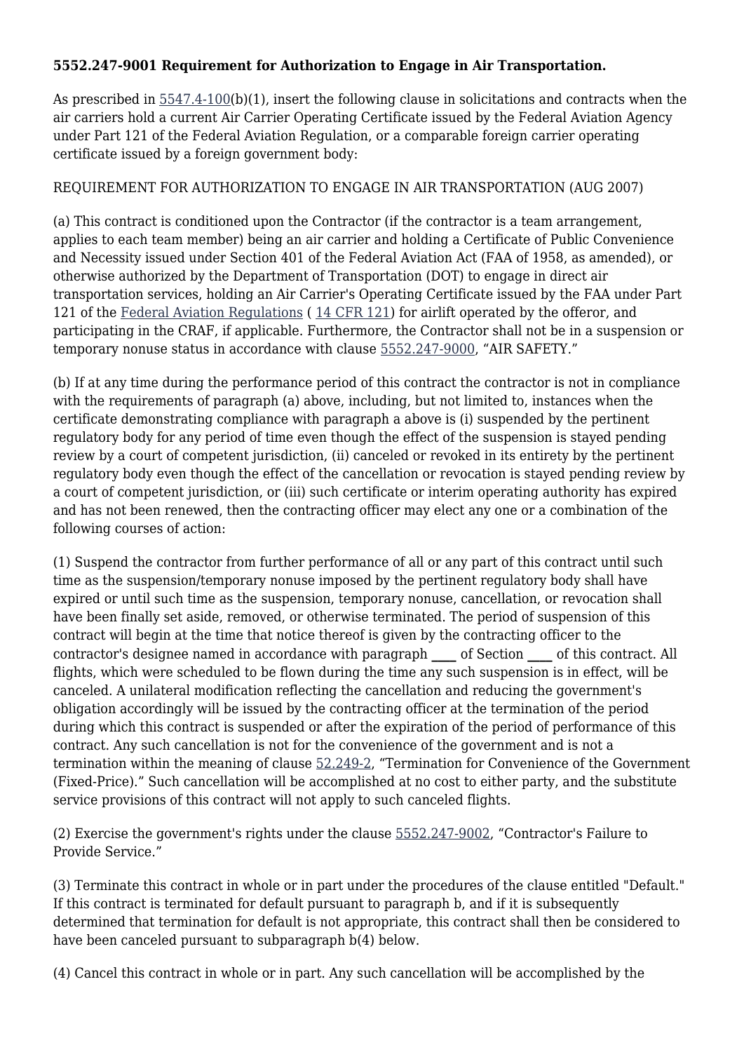### 5552.247-9001 Requirement for Authorization to Engage in Air Transportation.

As prescribed in 5547.4-100(b)(1), insert the following clause in solicitations and contracts when the air carriers hold a current Air Carrier Operating Certificate issued by the Federal Aviation Agency under Part 121 of the Federal Aviation Regulation, or a comparable foreign carrier operating certificate issued by a foreign government body:

REQUIREMENT FOR AUTHORIZATION TO ENGAGE IN AIR TRANSPORTATION (AUG 2007)

(a) This contract is conditioned upon the Contractor (if the contractor is a team arrangement, applies to each team member) being an air carrier and holding a Certificate of Public Convenience and Necessity issued under Section 401 of the Federal Aviation Act (FAA of 1958, as amended), or otherwise authorized by the Department of Transportation (DOT) to engage in direct air transportation services, holding an Air Carrier's Operating Certificate issued by the FAA under Part 121 of the Federal Aviation Regulations ( 14 CFR 121) for airlift operated by the offeror, and participating in the CRAF, if applicable. Furthermore, the Contractor shall not be in a suspension or temporary nonuse status in accordance with clause 5552.247-9000, “AIR SAFETY.”

(b) If at any time during the performance period of this contract the contractor is not in compliance with the requirements of paragraph (a) above, including, but not limited to, instances when the certificate demonstrating compliance with paragraph a above is (i) suspended by the pertinent regulatory body for any period of time even though the effect of the suspension is stayed pending review by a court of competent jurisdiction, (ii) canceled or revoked in its entirety by the pertinent regulatory body even though the effect of the cancellation or revocation is stayed pending review by a court of competent jurisdiction, or (iii) such certificate or interim operating authority has expired and has not been renewed, then the contracting officer may elect any one or a combination of the following courses of action:

(1) Suspend the contractor from further performance of all or any part of this contract until such time as the suspension/temporary nonuse imposed by the pertinent regulatory body shall have expired or until such time as the suspension, temporary nonuse, cancellation, or revocation shall have been finally set aside, removed, or otherwise terminated. The period of suspension of this contract will begin at the time that notice thereof is given by the contracting officer to the contractor's designee named in accordance with paragraph ____ of Section ____ of this contract. All flights, which were scheduled to be flown during the time any such suspension is in effect, will be canceled. A unilateral modification reflecting the cancellation and reducing the government's obligation accordingly will be issued by the contracting officer at the termination of the period during which this contract is suspended or after the expiration of the period of performance of this contract. Any such cancellation is not for the convenience of the government and is not a termination within the meaning of clause 52.249-2, “Termination for Convenience of the Government (Fixed-Price).” Such cancellation will be accomplished at no cost to either party, and the substitute service provisions of this contract will not apply to such canceled flights.

(2) Exercise the government's rights under the clause 5552.247-9002, “Contractor's Failure to Provide Service.”

(3) Terminate this contract in whole or in part under the procedures of the clause entitled "Default." If this contract is terminated for default pursuant to paragraph b, and if it is subsequently determined that termination for default is not appropriate, this contract shall then be considered to have been canceled pursuant to subparagraph b(4) below.

(4) Cancel this contract in whole or in part. Any such cancellation will be accomplished by the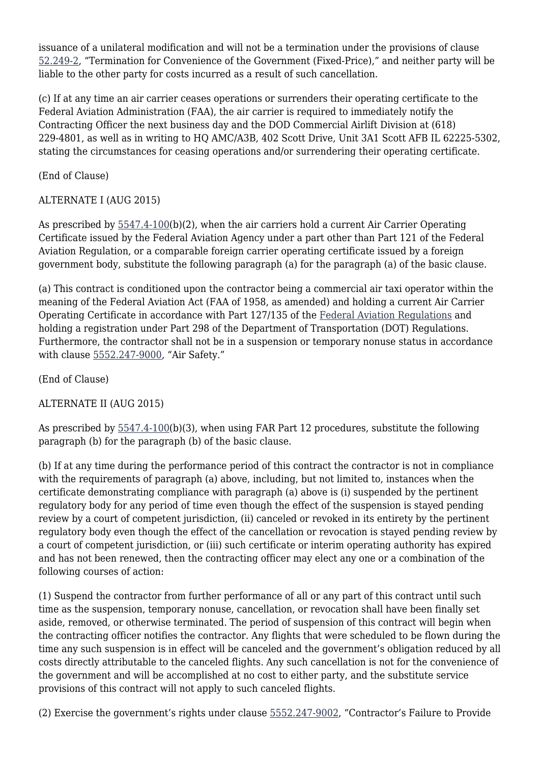issuance of a unilateral modification and will not be a termination under the provisions of clause 52.249-2, "Termination for Convenience of the Government (Fixed-Price)," and neither party will be liable to the other party for costs incurred as a result of such cancellation.

(c) If at any time an air carrier ceases operations or surrenders their operating certificate to the Federal Aviation Administration (FAA), the air carrier is required to immediately notify the Contracting Officer the next business day and the DOD Commercial Airlift Division at (618) 229-4801, as well as in writing to HQ AMC/A3B, 402 Scott Drive, Unit 3A1 Scott AFB IL 62225-5302, stating the circumstances for ceasing operations and/or surrendering their operating certificate.

(End of Clause)

ALTERNATE I (AUG 2015)

As prescribed by 5547.4-100(b)(2), when the air carriers hold a current Air Carrier Operating Certificate issued by the Federal Aviation Agency under a part other than Part 121 of the Federal Aviation Regulation, or a comparable foreign carrier operating certificate issued by a foreign government body, substitute the following paragraph (a) for the paragraph (a) of the basic clause.

(a) This contract is conditioned upon the contractor being a commercial air taxi operator within the meaning of the Federal Aviation Act (FAA of 1958, as amended) and holding a current Air Carrier Operating Certificate in accordance with Part 127/135 of the Federal Aviation Regulations and holding a registration under Part 298 of the Department of Transportation (DOT) Regulations. Furthermore, the contractor shall not be in a suspension or temporary nonuse status in accordance with clause 5552.247-9000, "Air Safety."

(End of Clause)

ALTERNATE II (AUG 2015)

As prescribed by 5547.4-100(b)(3), when using FAR Part 12 procedures, substitute the following paragraph (b) for the paragraph (b) of the basic clause.

(b) If at any time during the performance period of this contract the contractor is not in compliance with the requirements of paragraph (a) above, including, but not limited to, instances when the certificate demonstrating compliance with paragraph (a) above is (i) suspended by the pertinent regulatory body for any period of time even though the effect of the suspension is stayed pending review by a court of competent jurisdiction, (ii) canceled or revoked in its entirety by the pertinent regulatory body even though the effect of the cancellation or revocation is stayed pending review by a court of competent jurisdiction, or (iii) such certificate or interim operating authority has expired and has not been renewed, then the contracting officer may elect any one or a combination of the following courses of action:

(1) Suspend the contractor from further performance of all or any part of this contract until such time as the suspension, temporary nonuse, cancellation, or revocation shall have been finally set aside, removed, or otherwise terminated. The period of suspension of this contract will begin when the contracting officer notifies the contractor. Any flights that were scheduled to be flown during the time any such suspension is in effect will be canceled and the government's obligation reduced by all costs directly attributable to the canceled flights. Any such cancellation is not for the convenience of the government and will be accomplished at no cost to either party, and the substitute service provisions of this contract will not apply to such canceled flights.

(2) Exercise the government's rights under clause 5552.247-9002, "Contractor's Failure to Provide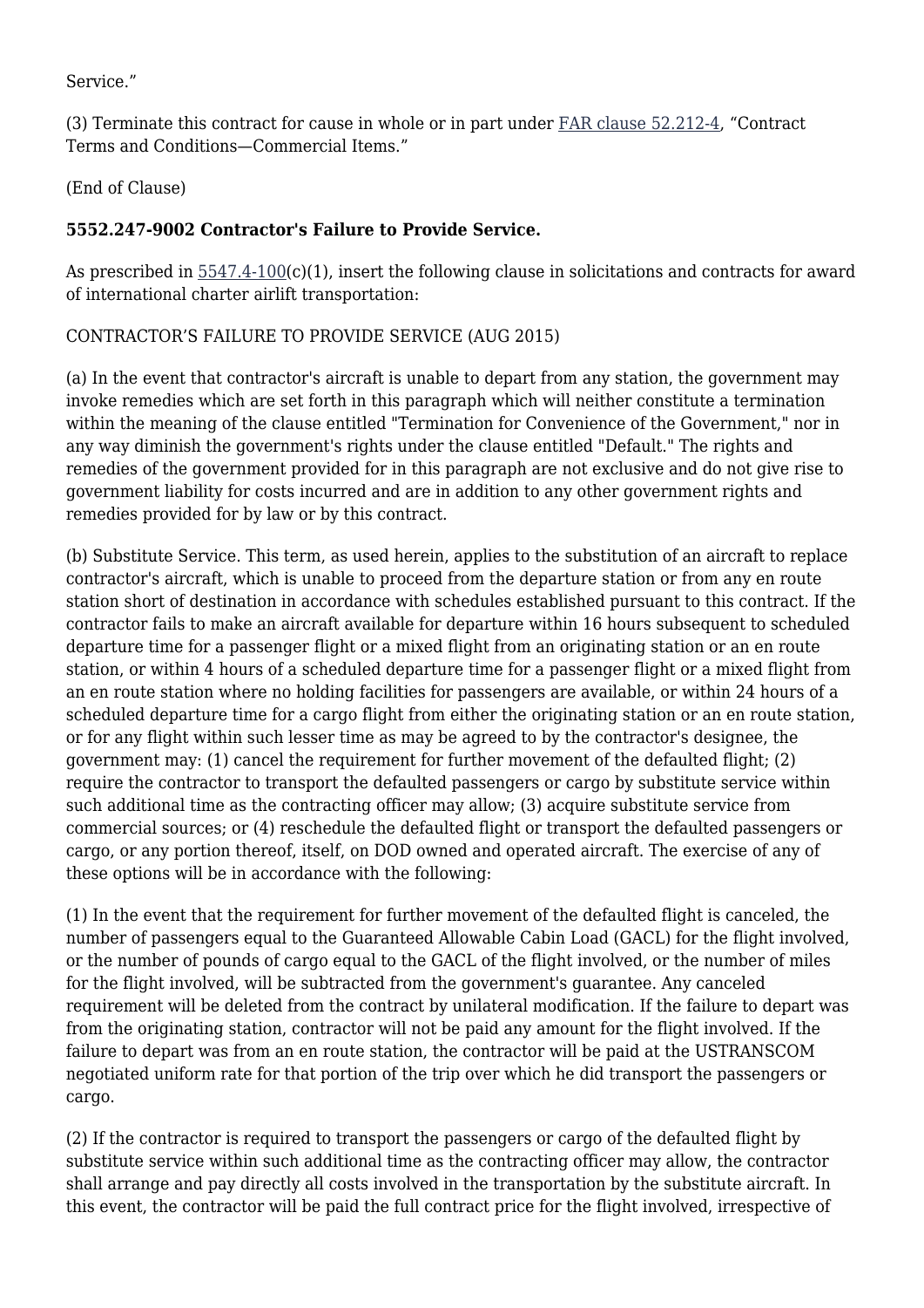Service."

(3) Terminate this contract for cause in whole or in part under FAR clause 52.212-4, "Contract Terms and Conditions—Commercial Items."

(End of Clause)

**5552.247-9002 Contractor's Failure to Provide Service.**

As prescribed in 5547.4-100(c)(1), insert the following clause in solicitations and contracts for award of international charter airlift transportation:

CONTRACTOR'S FAILURE TO PROVIDE SERVICE (AUG 2015)

(a) In the event that contractor's aircraft is unable to depart from any station, the government may invoke remedies which are set forth in this paragraph which will neither constitute a termination within the meaning of the clause entitled "Termination for Convenience of the Government," nor in any way diminish the government's rights under the clause entitled "Default." The rights and remedies of the government provided for in this paragraph are not exclusive and do not give rise to government liability for costs incurred and are in addition to any other government rights and remedies provided for by law or by this contract.

(b) Substitute Service. This term, as used herein, applies to the substitution of an aircraft to replace contractor's aircraft, which is unable to proceed from the departure station or from any en route station short of destination in accordance with schedules established pursuant to this contract. If the contractor fails to make an aircraft available for departure within 16 hours subsequent to scheduled departure time for a passenger flight or a mixed flight from an originating station or an en route station, or within 4 hours of a scheduled departure time for a passenger flight or a mixed flight from an en route station where no holding facilities for passengers are available, or within 24 hours of a scheduled departure time for a cargo flight from either the originating station or an en route station, or for any flight within such lesser time as may be agreed to by the contractor's designee, the government may: (1) cancel the requirement for further movement of the defaulted flight; (2) require the contractor to transport the defaulted passengers or cargo by substitute service within such additional time as the contracting officer may allow; (3) acquire substitute service from commercial sources; or (4) reschedule the defaulted flight or transport the defaulted passengers or cargo, or any portion thereof, itself, on DOD owned and operated aircraft. The exercise of any of these options will be in accordance with the following:

(1) In the event that the requirement for further movement of the defaulted flight is canceled, the number of passengers equal to the Guaranteed Allowable Cabin Load (GACL) for the flight involved, or the number of pounds of cargo equal to the GACL of the flight involved, or the number of miles for the flight involved, will be subtracted from the government's guarantee. Any canceled requirement will be deleted from the contract by unilateral modification. If the failure to depart was from the originating station, contractor will not be paid any amount for the flight involved. If the failure to depart was from an en route station, the contractor will be paid at the USTRANSCOM negotiated uniform rate for that portion of the trip over which he did transport the passengers or cargo.

(2) If the contractor is required to transport the passengers or cargo of the defaulted flight by substitute service within such additional time as the contracting officer may allow, the contractor shall arrange and pay directly all costs involved in the transportation by the substitute aircraft. In this event, the contractor will be paid the full contract price for the flight involved, irrespective of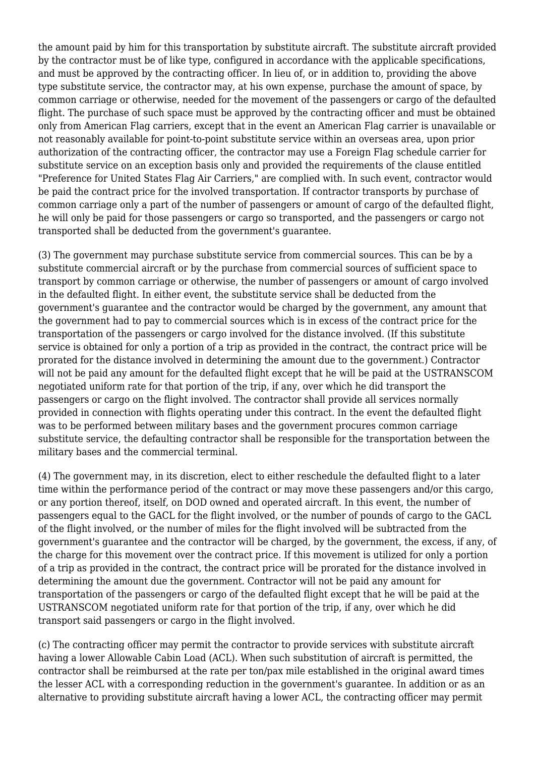the amount paid by him for this transportation by substitute aircraft. The substitute aircraft provided by the contractor must be of like type, configured in accordance with the applicable specifications, and must be approved by the contracting officer. In lieu of, or in addition to, providing the above type substitute service, the contractor may, at his own expense, purchase the amount of space, by common carriage or otherwise, needed for the movement of the passengers or cargo of the defaulted flight. The purchase of such space must be approved by the contracting officer and must be obtained only from American Flag carriers, except that in the event an American Flag carrier is unavailable or not reasonably available for point-to-point substitute service within an overseas area, upon prior authorization of the contracting officer, the contractor may use a Foreign Flag schedule carrier for substitute service on an exception basis only and provided the requirements of the clause entitled "Preference for United States Flag Air Carriers," are complied with. In such event, contractor would be paid the contract price for the involved transportation. If contractor transports by purchase of common carriage only a part of the number of passengers or amount of cargo of the defaulted flight, he will only be paid for those passengers or cargo so transported, and the passengers or cargo not transported shall be deducted from the government's guarantee.

(3) The government may purchase substitute service from commercial sources. This can be by a substitute commercial aircraft or by the purchase from commercial sources of sufficient space to transport by common carriage or otherwise, the number of passengers or amount of cargo involved in the defaulted flight. In either event, the substitute service shall be deducted from the government's guarantee and the contractor would be charged by the government, any amount that the government had to pay to commercial sources which is in excess of the contract price for the transportation of the passengers or cargo involved for the distance involved. (If this substitute service is obtained for only a portion of a trip as provided in the contract, the contract price will be prorated for the distance involved in determining the amount due to the government.) Contractor will not be paid any amount for the defaulted flight except that he will be paid at the USTRANSCOM negotiated uniform rate for that portion of the trip, if any, over which he did transport the passengers or cargo on the flight involved. The contractor shall provide all services normally provided in connection with flights operating under this contract. In the event the defaulted flight was to be performed between military bases and the government procures common carriage substitute service, the defaulting contractor shall be responsible for the transportation between the military bases and the commercial terminal.

(4) The government may, in its discretion, elect to either reschedule the defaulted flight to a later time within the performance period of the contract or may move these passengers and/or this cargo, or any portion thereof, itself, on DOD owned and operated aircraft. In this event, the number of passengers equal to the GACL for the flight involved, or the number of pounds of cargo to the GACL of the flight involved, or the number of miles for the flight involved will be subtracted from the government's guarantee and the contractor will be charged, by the government, the excess, if any, of the charge for this movement over the contract price. If this movement is utilized for only a portion of a trip as provided in the contract, the contract price will be prorated for the distance involved in determining the amount due the government. Contractor will not be paid any amount for transportation of the passengers or cargo of the defaulted flight except that he will be paid at the USTRANSCOM negotiated uniform rate for that portion of the trip, if any, over which he did transport said passengers or cargo in the flight involved.

(c) The contracting officer may permit the contractor to provide services with substitute aircraft having a lower Allowable Cabin Load (ACL). When such substitution of aircraft is permitted, the contractor shall be reimbursed at the rate per ton/pax mile established in the original award times the lesser ACL with a corresponding reduction in the government's guarantee. In addition or as an alternative to providing substitute aircraft having a lower ACL, the contracting officer may permit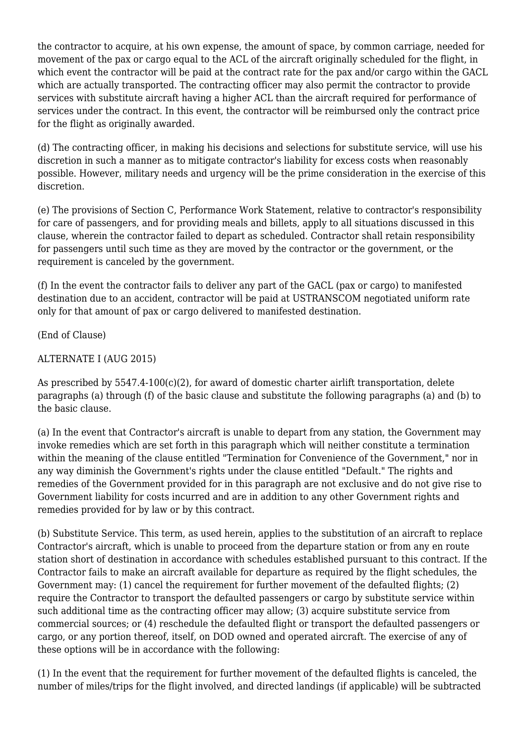the contractor to acquire, at his own expense, the amount of space, by common carriage, needed for movement of the pax or cargo equal to the ACL of the aircraft originally scheduled for the flight, in which event the contractor will be paid at the contract rate for the pax and/or cargo within the GACL which are actually transported. The contracting officer may also permit the contractor to provide services with substitute aircraft having a higher ACL than the aircraft required for performance of services under the contract. In this event, the contractor will be reimbursed only the contract price for the flight as originally awarded.

(d) The contracting officer, in making his decisions and selections for substitute service, will use his discretion in such a manner as to mitigate contractor's liability for excess costs when reasonably possible. However, military needs and urgency will be the prime consideration in the exercise of this discretion.

(e) The provisions of Section C, Performance Work Statement, relative to contractor's responsibility for care of passengers, and for providing meals and billets, apply to all situations discussed in this clause, wherein the contractor failed to depart as scheduled. Contractor shall retain responsibility for passengers until such time as they are moved by the contractor or the government, or the requirement is canceled by the government.

(f) In the event the contractor fails to deliver any part of the GACL (pax or cargo) to manifested destination due to an accident, contractor will be paid at USTRANSCOM negotiated uniform rate only for that amount of pax or cargo delivered to manifested destination.

(End of Clause)

ALTERNATE I (AUG 2015)

As prescribed by 5547.4-100(c)(2), for award of domestic charter airlift transportation, delete paragraphs (a) through (f) of the basic clause and substitute the following paragraphs (a) and (b) to the basic clause.

(a) In the event that Contractor's aircraft is unable to depart from any station, the Government may invoke remedies which are set forth in this paragraph which will neither constitute a termination within the meaning of the clause entitled "Termination for Convenience of the Government," nor in any way diminish the Government's rights under the clause entitled "Default." The rights and remedies of the Government provided for in this paragraph are not exclusive and do not give rise to Government liability for costs incurred and are in addition to any other Government rights and remedies provided for by law or by this contract.

(b) Substitute Service. This term, as used herein, applies to the substitution of an aircraft to replace Contractor's aircraft, which is unable to proceed from the departure station or from any en route station short of destination in accordance with schedules established pursuant to this contract. If the Contractor fails to make an aircraft available for departure as required by the flight schedules, the Government may: (1) cancel the requirement for further movement of the defaulted flights; (2) require the Contractor to transport the defaulted passengers or cargo by substitute service within such additional time as the contracting officer may allow; (3) acquire substitute service from commercial sources; or (4) reschedule the defaulted flight or transport the defaulted passengers or cargo, or any portion thereof, itself, on DOD owned and operated aircraft. The exercise of any of these options will be in accordance with the following:

(1) In the event that the requirement for further movement of the defaulted flights is canceled, the number of miles/trips for the flight involved, and directed landings (if applicable) will be subtracted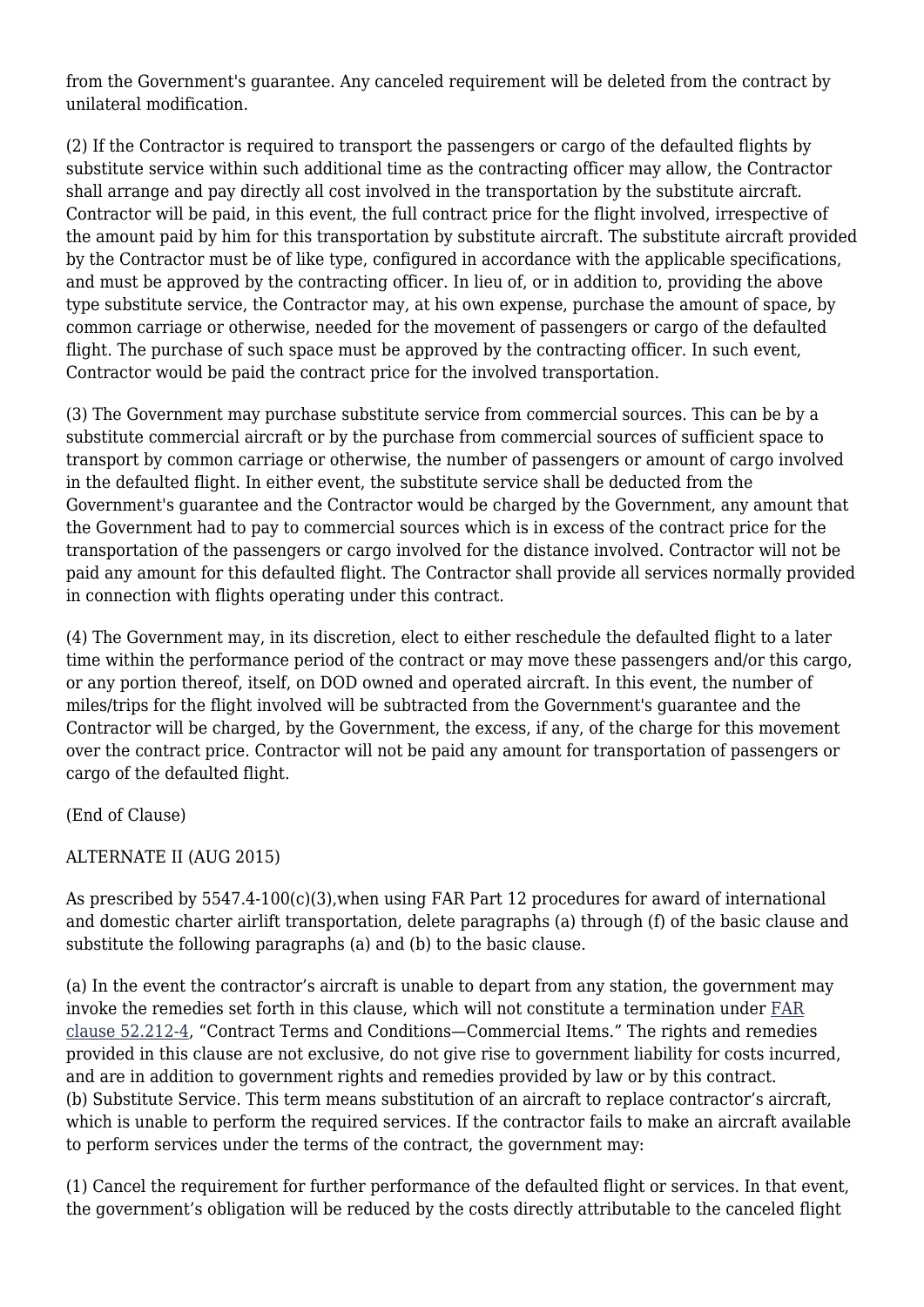from the Government's guarantee. Any canceled requirement will be deleted from the contract by unilateral modification.

(2) If the Contractor is required to transport the passengers or cargo of the defaulted flights by substitute service within such additional time as the contracting officer may allow, the Contractor shall arrange and pay directly all cost involved in the transportation by the substitute aircraft. Contractor will be paid, in this event, the full contract price for the flight involved, irrespective of the amount paid by him for this transportation by substitute aircraft. The substitute aircraft provided by the Contractor must be of like type, configured in accordance with the applicable specifications, and must be approved by the contracting officer. In lieu of, or in addition to, providing the above type substitute service, the Contractor may, at his own expense, purchase the amount of space, by common carriage or otherwise, needed for the movement of passengers or cargo of the defaulted flight. The purchase of such space must be approved by the contracting officer. In such event, Contractor would be paid the contract price for the involved transportation.

(3) The Government may purchase substitute service from commercial sources. This can be by a substitute commercial aircraft or by the purchase from commercial sources of sufficient space to transport by common carriage or otherwise, the number of passengers or amount of cargo involved in the defaulted flight. In either event, the substitute service shall be deducted from the Government's guarantee and the Contractor would be charged by the Government, any amount that the Government had to pay to commercial sources which is in excess of the contract price for the transportation of the passengers or cargo involved for the distance involved. Contractor will not be paid any amount for this defaulted flight. The Contractor shall provide all services normally provided in connection with flights operating under this contract.

(4) The Government may, in its discretion, elect to either reschedule the defaulted flight to a later time within the performance period of the contract or may move these passengers and/or this cargo, or any portion thereof, itself, on DOD owned and operated aircraft. In this event, the number of miles/trips for the flight involved will be subtracted from the Government's guarantee and the Contractor will be charged, by the Government, the excess, if any, of the charge for this movement over the contract price. Contractor will not be paid any amount for transportation of passengers or cargo of the defaulted flight.

(End of Clause)

ALTERNATE II (AUG 2015)

As prescribed by 5547.4-100(c)(3),when using FAR Part 12 procedures for award of international and domestic charter airlift transportation, delete paragraphs (a) through (f) of the basic clause and substitute the following paragraphs (a) and (b) to the basic clause.

(a) In the event the contractor's aircraft is unable to depart from any station, the government may invoke the remedies set forth in this clause, which will not constitute a termination under FAR clause 52.212-4, "Contract Terms and Conditions—Commercial Items." The rights and remedies provided in this clause are not exclusive, do not give rise to government liability for costs incurred, and are in addition to government rights and remedies provided by law or by this contract.
(b) Substitute Service. This term means substitution of an aircraft to replace contractor's aircraft, which is unable to perform the required services. If the contractor fails to make an aircraft available to perform services under the terms of the contract, the government may:

(1) Cancel the requirement for further performance of the defaulted flight or services. In that event, the government's obligation will be reduced by the costs directly attributable to the canceled flight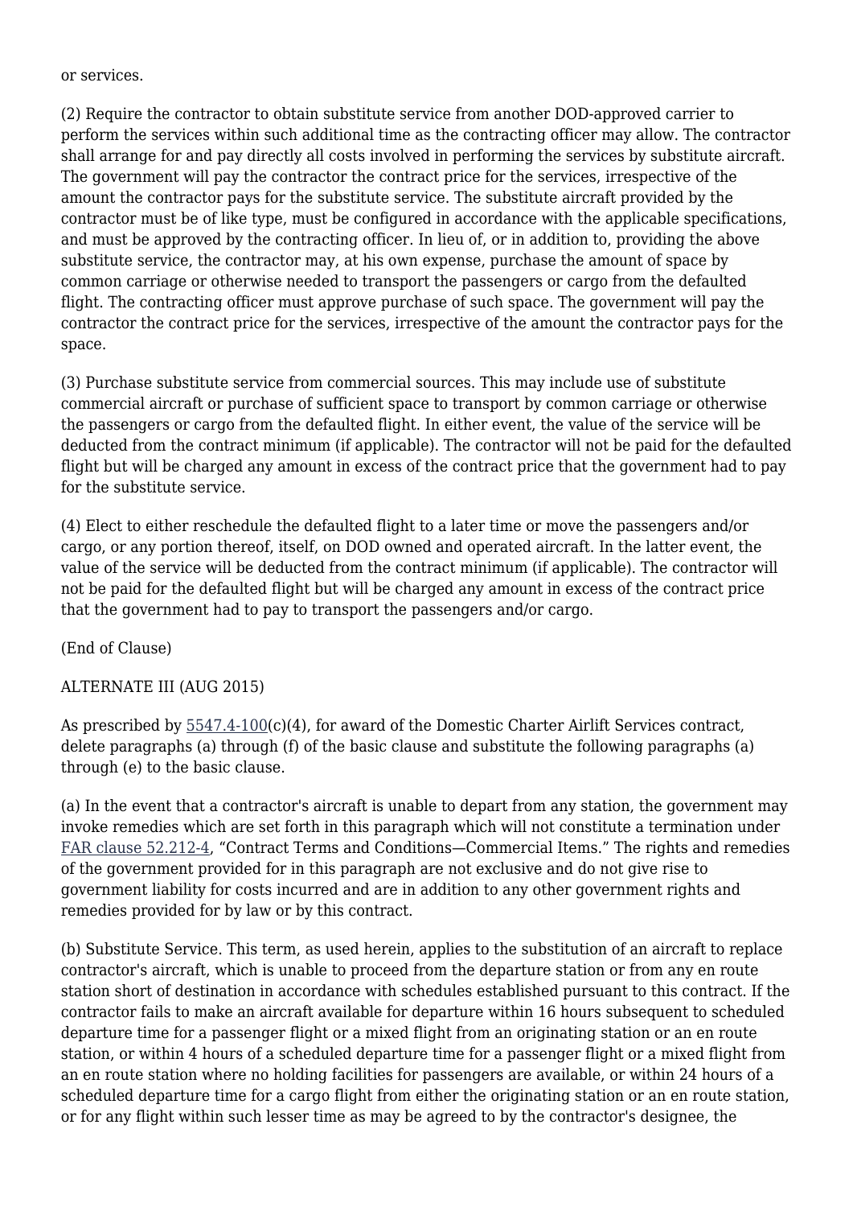or services.

(2) Require the contractor to obtain substitute service from another DOD-approved carrier to perform the services within such additional time as the contracting officer may allow. The contractor shall arrange for and pay directly all costs involved in performing the services by substitute aircraft. The government will pay the contractor the contract price for the services, irrespective of the amount the contractor pays for the substitute service. The substitute aircraft provided by the contractor must be of like type, must be configured in accordance with the applicable specifications, and must be approved by the contracting officer. In lieu of, or in addition to, providing the above substitute service, the contractor may, at his own expense, purchase the amount of space by common carriage or otherwise needed to transport the passengers or cargo from the defaulted flight. The contracting officer must approve purchase of such space. The government will pay the contractor the contract price for the services, irrespective of the amount the contractor pays for the space.

(3) Purchase substitute service from commercial sources. This may include use of substitute commercial aircraft or purchase of sufficient space to transport by common carriage or otherwise the passengers or cargo from the defaulted flight. In either event, the value of the service will be deducted from the contract minimum (if applicable). The contractor will not be paid for the defaulted flight but will be charged any amount in excess of the contract price that the government had to pay for the substitute service.

(4) Elect to either reschedule the defaulted flight to a later time or move the passengers and/or cargo, or any portion thereof, itself, on DOD owned and operated aircraft. In the latter event, the value of the service will be deducted from the contract minimum (if applicable). The contractor will not be paid for the defaulted flight but will be charged any amount in excess of the contract price that the government had to pay to transport the passengers and/or cargo.

(End of Clause)

ALTERNATE III (AUG 2015)

As prescribed by 5547.4-100(c)(4), for award of the Domestic Charter Airlift Services contract, delete paragraphs (a) through (f) of the basic clause and substitute the following paragraphs (a) through (e) to the basic clause.

(a) In the event that a contractor's aircraft is unable to depart from any station, the government may invoke remedies which are set forth in this paragraph which will not constitute a termination under FAR clause 52.212-4, "Contract Terms and Conditions—Commercial Items." The rights and remedies of the government provided for in this paragraph are not exclusive and do not give rise to government liability for costs incurred and are in addition to any other government rights and remedies provided for by law or by this contract.

(b) Substitute Service. This term, as used herein, applies to the substitution of an aircraft to replace contractor's aircraft, which is unable to proceed from the departure station or from any en route station short of destination in accordance with schedules established pursuant to this contract. If the contractor fails to make an aircraft available for departure within 16 hours subsequent to scheduled departure time for a passenger flight or a mixed flight from an originating station or an en route station, or within 4 hours of a scheduled departure time for a passenger flight or a mixed flight from an en route station where no holding facilities for passengers are available, or within 24 hours of a scheduled departure time for a cargo flight from either the originating station or an en route station, or for any flight within such lesser time as may be agreed to by the contractor's designee, the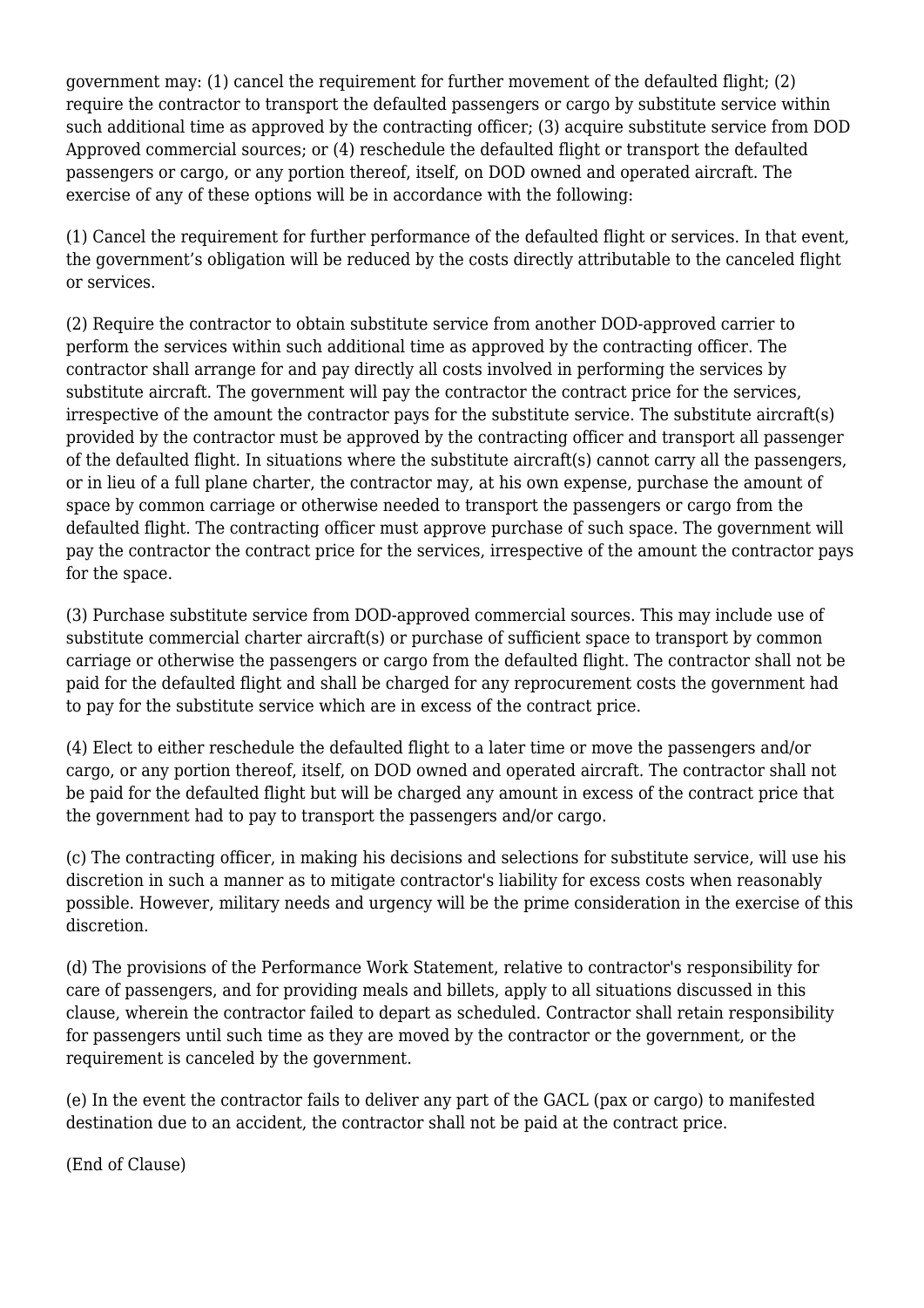government may: (1) cancel the requirement for further movement of the defaulted flight; (2) require the contractor to transport the defaulted passengers or cargo by substitute service within such additional time as approved by the contracting officer; (3) acquire substitute service from DOD Approved commercial sources; or (4) reschedule the defaulted flight or transport the defaulted passengers or cargo, or any portion thereof, itself, on DOD owned and operated aircraft. The exercise of any of these options will be in accordance with the following:

(1) Cancel the requirement for further performance of the defaulted flight or services. In that event, the government's obligation will be reduced by the costs directly attributable to the canceled flight or services.

(2) Require the contractor to obtain substitute service from another DOD-approved carrier to perform the services within such additional time as approved by the contracting officer. The contractor shall arrange for and pay directly all costs involved in performing the services by substitute aircraft. The government will pay the contractor the contract price for the services, irrespective of the amount the contractor pays for the substitute service. The substitute aircraft(s) provided by the contractor must be approved by the contracting officer and transport all passenger of the defaulted flight. In situations where the substitute aircraft(s) cannot carry all the passengers, or in lieu of a full plane charter, the contractor may, at his own expense, purchase the amount of space by common carriage or otherwise needed to transport the passengers or cargo from the defaulted flight. The contracting officer must approve purchase of such space. The government will pay the contractor the contract price for the services, irrespective of the amount the contractor pays for the space.

(3) Purchase substitute service from DOD-approved commercial sources. This may include use of substitute commercial charter aircraft(s) or purchase of sufficient space to transport by common carriage or otherwise the passengers or cargo from the defaulted flight. The contractor shall not be paid for the defaulted flight and shall be charged for any reprocurement costs the government had to pay for the substitute service which are in excess of the contract price.

(4) Elect to either reschedule the defaulted flight to a later time or move the passengers and/or cargo, or any portion thereof, itself, on DOD owned and operated aircraft. The contractor shall not be paid for the defaulted flight but will be charged any amount in excess of the contract price that the government had to pay to transport the passengers and/or cargo.

(c) The contracting officer, in making his decisions and selections for substitute service, will use his discretion in such a manner as to mitigate contractor's liability for excess costs when reasonably possible. However, military needs and urgency will be the prime consideration in the exercise of this discretion.

(d) The provisions of the Performance Work Statement, relative to contractor's responsibility for care of passengers, and for providing meals and billets, apply to all situations discussed in this clause, wherein the contractor failed to depart as scheduled. Contractor shall retain responsibility for passengers until such time as they are moved by the contractor or the government, or the requirement is canceled by the government.

(e) In the event the contractor fails to deliver any part of the GACL (pax or cargo) to manifested destination due to an accident, the contractor shall not be paid at the contract price.

(End of Clause)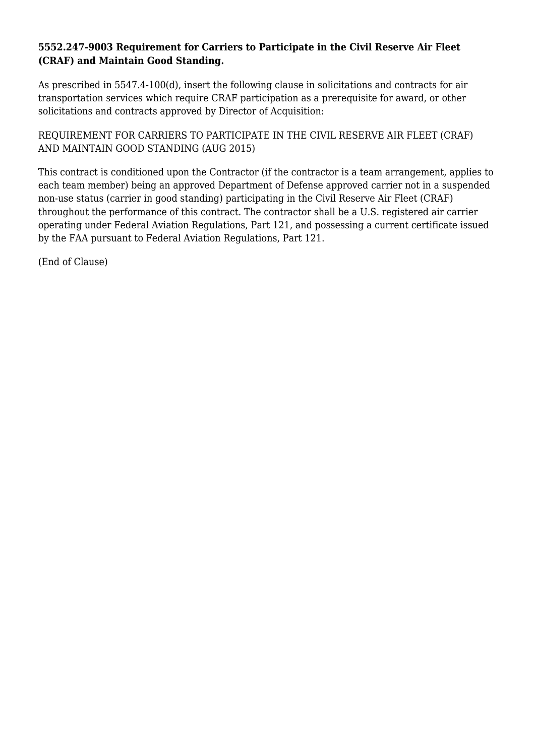**5552.247-9003 Requirement for Carriers to Participate in the Civil Reserve Air Fleet (CRAF) and Maintain Good Standing.**

As prescribed in 5547.4-100(d), insert the following clause in solicitations and contracts for air transportation services which require CRAF participation as a prerequisite for award, or other solicitations and contracts approved by Director of Acquisition:

REQUIREMENT FOR CARRIERS TO PARTICIPATE IN THE CIVIL RESERVE AIR FLEET (CRAF) AND MAINTAIN GOOD STANDING (AUG 2015)

This contract is conditioned upon the Contractor (if the contractor is a team arrangement, applies to each team member) being an approved Department of Defense approved carrier not in a suspended non-use status (carrier in good standing) participating in the Civil Reserve Air Fleet (CRAF) throughout the performance of this contract. The contractor shall be a U.S. registered air carrier operating under Federal Aviation Regulations, Part 121, and possessing a current certificate issued by the FAA pursuant to Federal Aviation Regulations, Part 121.

(End of Clause)